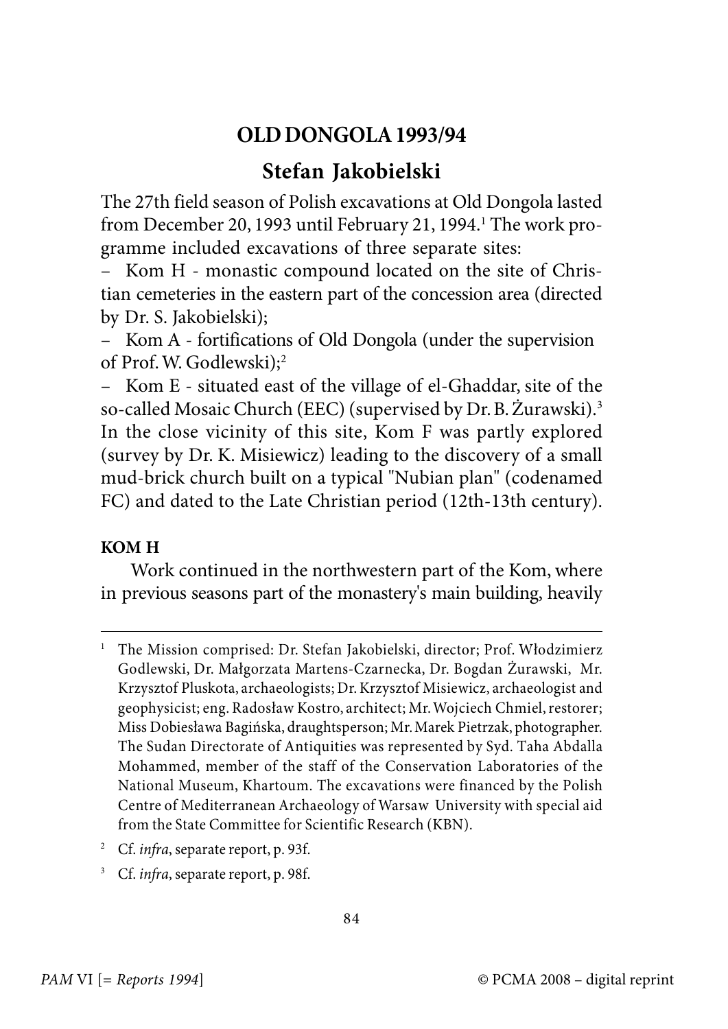# OLD DONGOLA 1993/94

## Stefan Jakobielski

The 27th field season of Polish excavations at Old Dongola lasted from December 20, 1993 until February 21, 1994.[1] The work programme included excavations of three separate sites:

– Kom H - monastic compound located on the site of Christian cemeteries in the eastern part of the concession area (directed by Dr. S. Jakobielski);

– Kom A - fortifications of Old Dongola (under the supervision of Prof. W. Godlewski);[2]

– Kom E - situated east of the village of el-Ghaddar, site of the so-called Mosaic Church (EEC) (supervised by Dr. B. Żurawski).[3] In the close vicinity of this site, Kom F was partly explored (survey by Dr. K. Misiewicz) leading to the discovery of a small mud-brick church built on a typical "Nubian plan" (codenamed FC) and dated to the Late Christian period (12th-13th century).

### KOM H

Work continued in the northwestern part of the Kom, where in previous seasons part of the monastery's main building, heavily

---

[1] The Mission comprised: Dr. Stefan Jakobielski, director; Prof. Włodzimierz Godlewski, Dr. Małgorzata Martens-Czarnecka, Dr. Bogdan Żurawski, Mr. Krzysztof Pluskota, archaeologists; Dr. Krzysztof Misiewicz, archaeologist and geophysicist; eng. Radosław Kostro, architect; Mr. Wojciech Chmiel, restorer; Miss Dobiesława Bagińska, draughtsperson; Mr. Marek Pietrzak, photographer. The Sudan Directorate of Antiquities was represented by Syd. Taha Abdalla Mohammed, member of the staff of the Conservation Laboratories of the National Museum, Khartoum. The excavations were financed by the Polish Centre of Mediterranean Archaeology of Warsaw University with special aid from the State Committee for Scientific Research (KBN).

[2] Cf. *infra*, separate report, p. 93f.

[3] Cf. *infra*, separate report, p. 98f.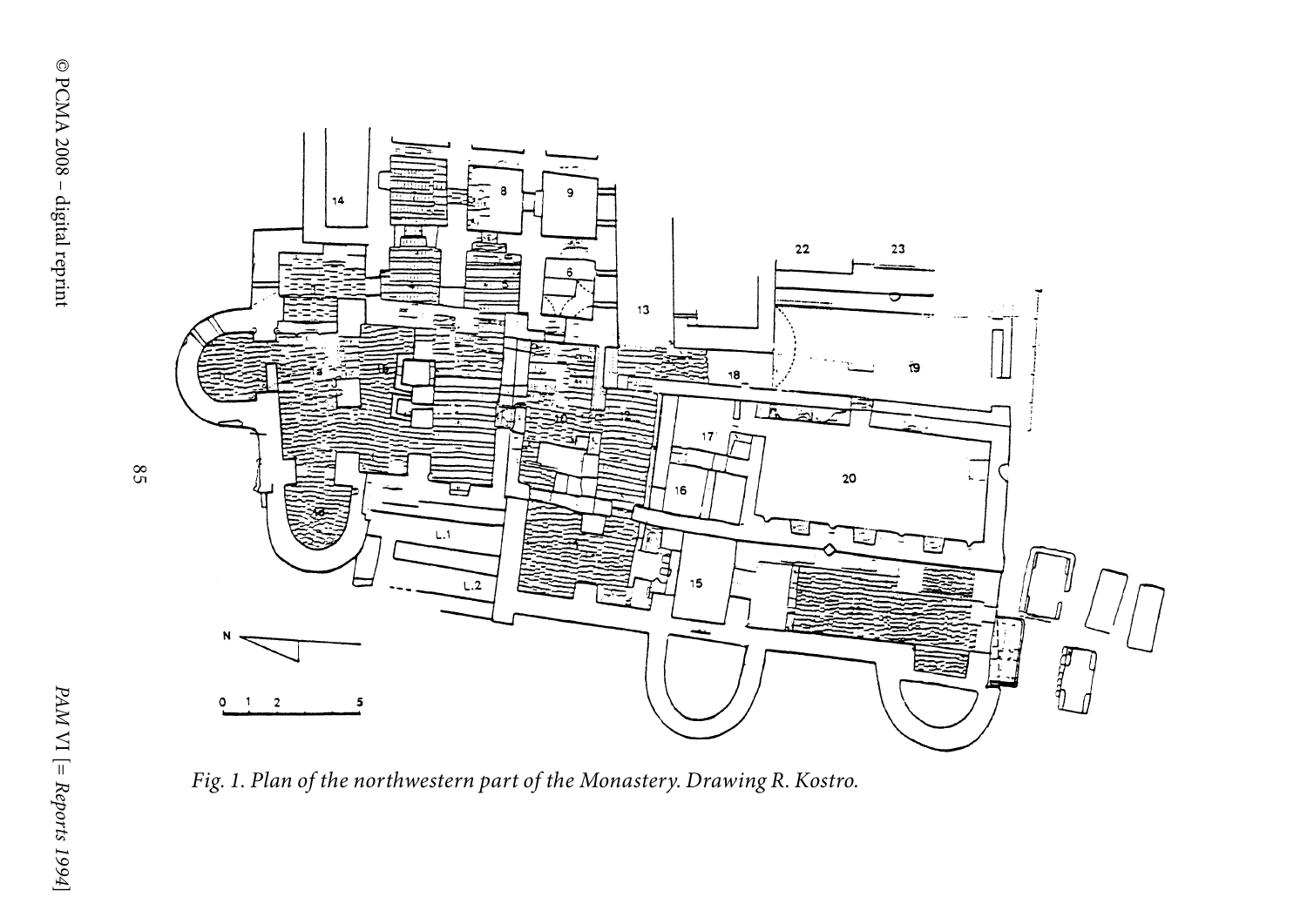*Fig. 1. Plan of the northwestern part of the Monastery. Drawing R. Kostro.*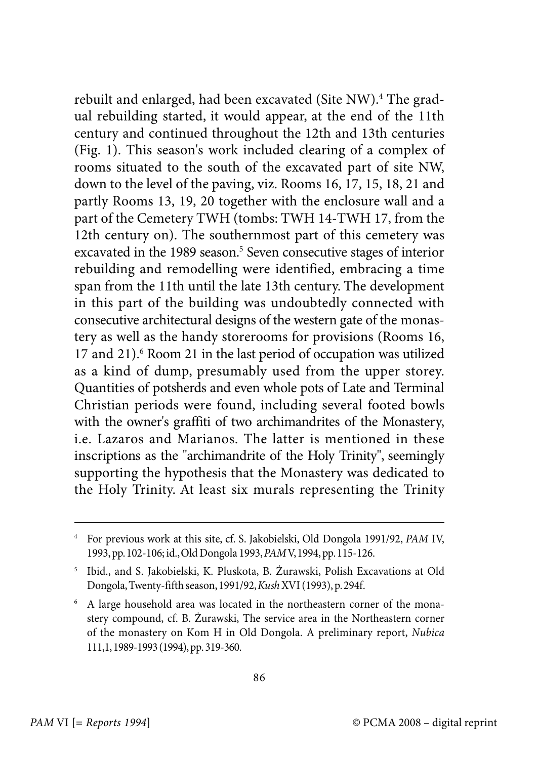rebuilt and enlarged, had been excavated (Site NW).[4] The gradual rebuilding started, it would appear, at the end of the 11th century and continued throughout the 12th and 13th centuries (Fig. 1). This season's work included clearing of a complex of rooms situated to the south of the excavated part of site NW, down to the level of the paving, viz. Rooms 16, 17, 15, 18, 21 and partly Rooms 13, 19, 20 together with the enclosure wall and a part of the Cemetery TWH (tombs: TWH 14-TWH 17, from the 12th century on). The southernmost part of this cemetery was excavated in the 1989 season.[5] Seven consecutive stages of interior rebuilding and remodelling were identified, embracing a time span from the 11th until the late 13th century. The development in this part of the building was undoubtedly connected with consecutive architectural designs of the western gate of the monastery as well as the handy storerooms for provisions (Rooms 16, 17 and 21).[6] Room 21 in the last period of occupation was utilized as a kind of dump, presumably used from the upper storey. Quantities of potsherds and even whole pots of Late and Terminal Christian periods were found, including several footed bowls with the owner's graffiti of two archimandrites of the Monastery, i.e. Lazaros and Marianos. The latter is mentioned in these inscriptions as the "archimandrite of the Holy Trinity", seemingly supporting the hypothesis that the Monastery was dedicated to the Holy Trinity. At least six murals representing the Trinity

---

[4] For previous work at this site, cf. S. Jakobielski, Old Dongola 1991/92, *PAM* IV, 1993, pp. 102-106; id., Old Dongola 1993, *PAM* V, 1994, pp. 115-126.

[5] Ibid., and S. Jakobielski, K. Pluskota, B. Żurawski, Polish Excavations at Old Dongola, Twenty-fifth season, 1991/92, *Kush* XVI (1993), p. 294f.

[6] A large household area was located in the northeastern corner of the monastery compound, cf. B. Żurawski, The service area in the Northeastern corner of the monastery on Kom H in Old Dongola. A preliminary report, *Nubica* 111,1, 1989-1993 (1994), pp. 319-360.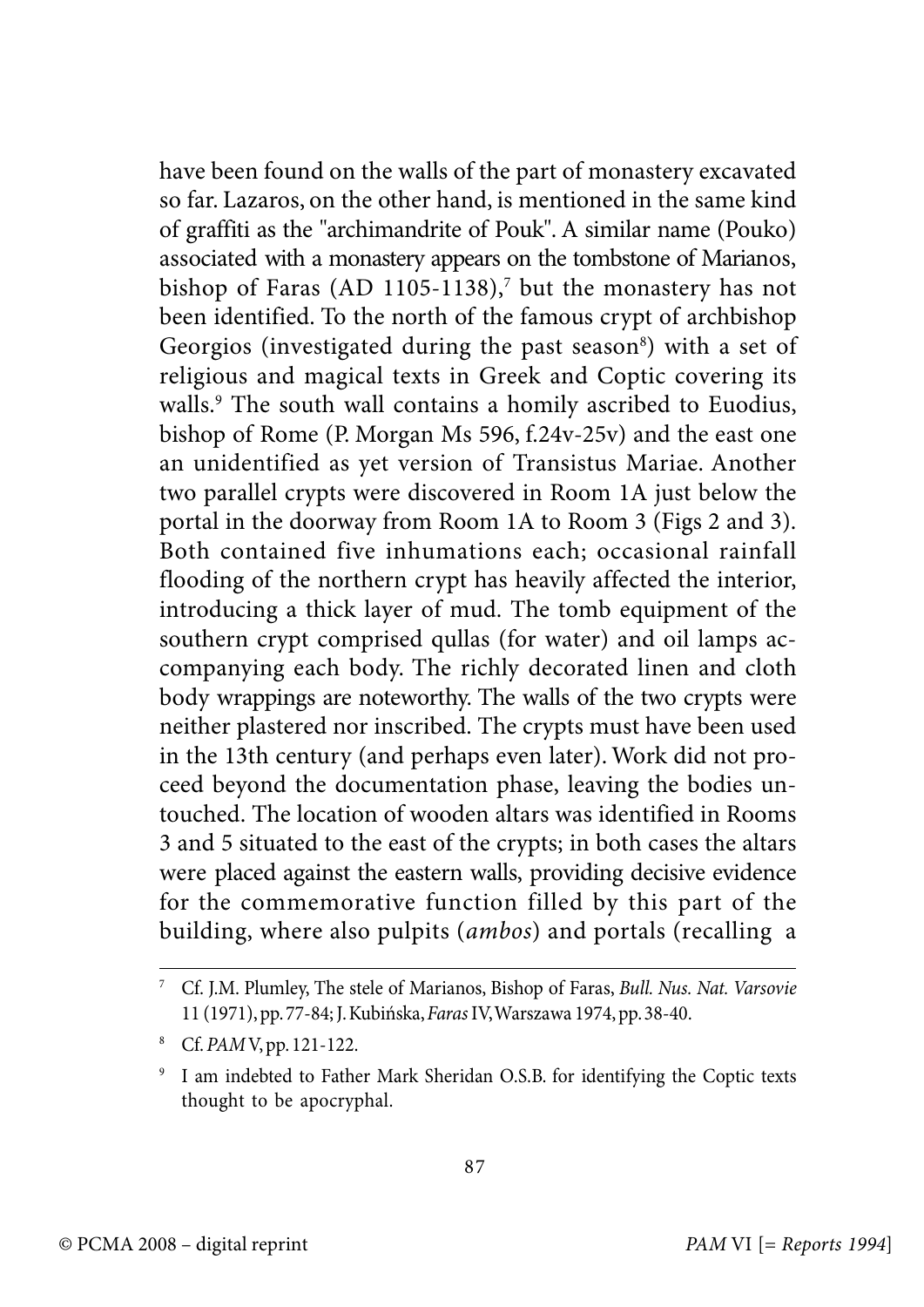have been found on the walls of the part of monastery excavated so far. Lazaros, on the other hand, is mentioned in the same kind of graffiti as the "archimandrite of Pouk". A similar name (Pouko) associated with a monastery appears on the tombstone of Marianos, bishop of Faras (AD 1105-1138),[7] but the monastery has not been identified. To the north of the famous crypt of archbishop Georgios (investigated during the past season[8]) with a set of religious and magical texts in Greek and Coptic covering its walls.[9] The south wall contains a homily ascribed to Euodius, bishop of Rome (P. Morgan Ms 596, f.24v-25v) and the east one an unidentified as yet version of Transistus Mariae. Another two parallel crypts were discovered in Room 1A just below the portal in the doorway from Room 1A to Room 3 (Figs 2 and 3). Both contained five inhumations each; occasional rainfall flooding of the northern crypt has heavily affected the interior, introducing a thick layer of mud. The tomb equipment of the southern crypt comprised qullas (for water) and oil lamps accompanying each body. The richly decorated linen and cloth body wrappings are noteworthy. The walls of the two crypts were neither plastered nor inscribed. The crypts must have been used in the 13th century (and perhaps even later). Work did not proceed beyond the documentation phase, leaving the bodies untouched. The location of wooden altars was identified in Rooms 3 and 5 situated to the east of the crypts; in both cases the altars were placed against the eastern walls, providing decisive evidence for the commemorative function filled by this part of the building, where also pulpits (*ambos*) and portals (recalling a

---

[7] Cf. J.M. Plumley, The stele of Marianos, Bishop of Faras, *Bull. Nus. Nat. Varsovie* 11 (1971), pp. 77-84; J. Kubińska, *Faras* IV, Warszawa 1974, pp. 38-40.

[8] Cf. *PAM* V, pp. 121-122.

[9] I am indebted to Father Mark Sheridan O.S.B. for identifying the Coptic texts thought to be apocryphal.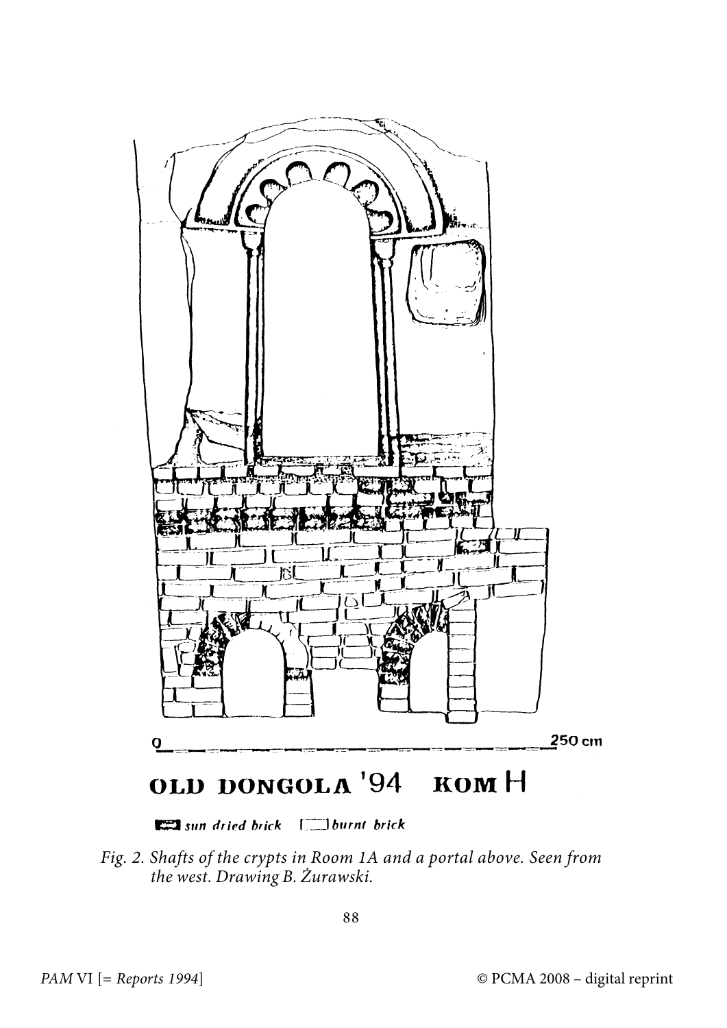0 250 cm

OLD DONGOLA '94 KOM H

sun dried brick burnt brick

*Fig. 2. Shafts of the crypts in Room 1A and a portal above. Seen from the west. Drawing B. Żurawski.*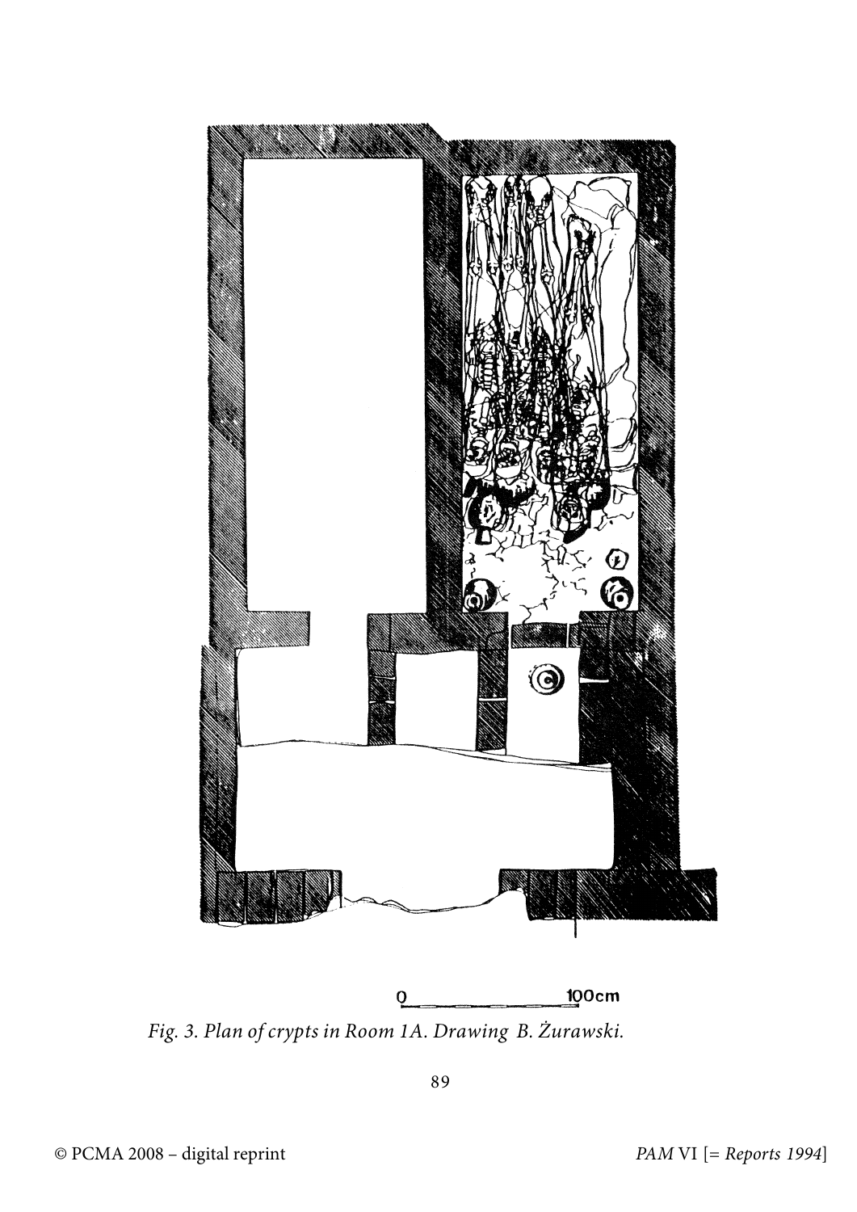Fig. 3. Plan of crypts in Room 1A. Drawing B. Żurawski.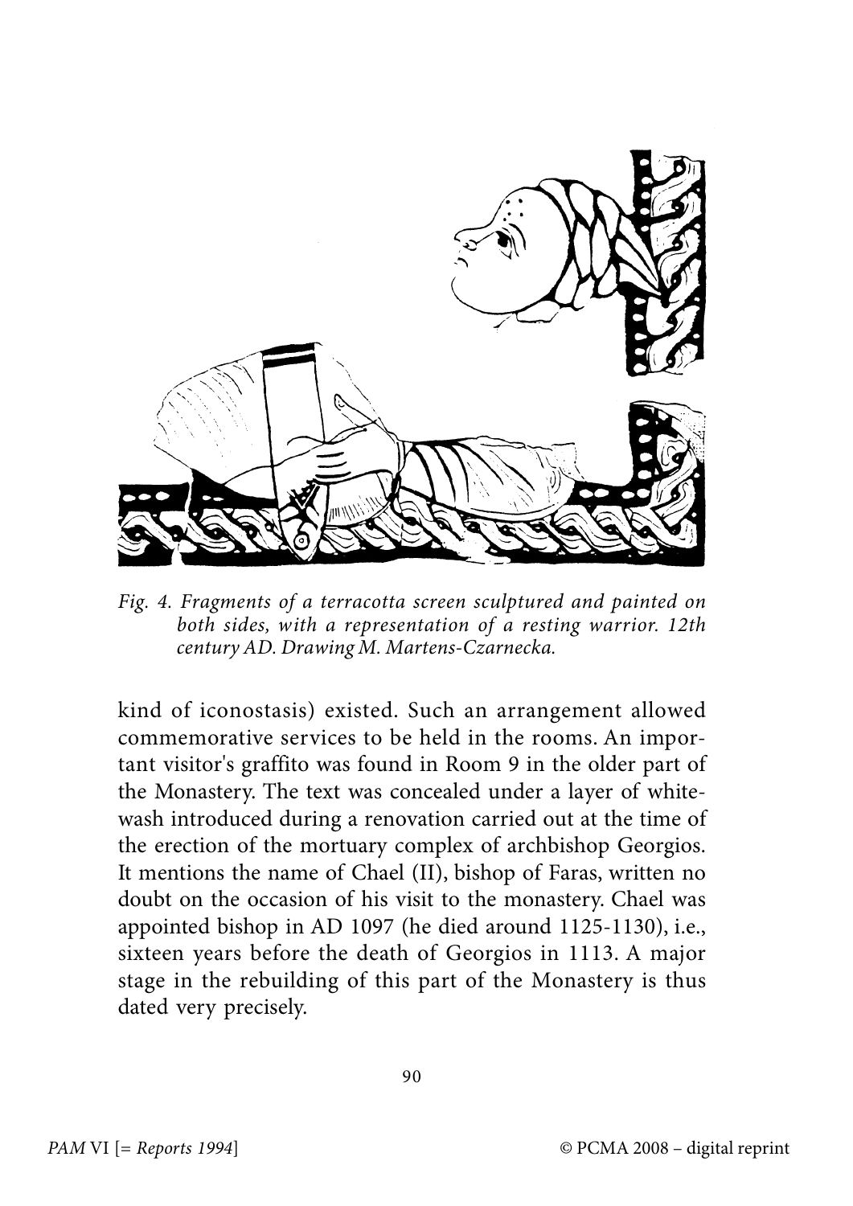*Fig. 4. Fragments of a terracotta screen sculptured and painted on both sides, with a representation of a resting warrior. 12th century AD. Drawing M. Martens-Czarnecka.*

kind of iconostasis) existed. Such an arrangement allowed commemorative services to be held in the rooms. An important visitor's graffito was found in Room 9 in the older part of the Monastery. The text was concealed under a layer of whitewash introduced during a renovation carried out at the time of the erection of the mortuary complex of archbishop Georgios. It mentions the name of Chael (II), bishop of Faras, written no doubt on the occasion of his visit to the monastery. Chael was appointed bishop in AD 1097 (he died around 1125-1130), i.e., sixteen years before the death of Georgios in 1113. A major stage in the rebuilding of this part of the Monastery is thus dated very precisely.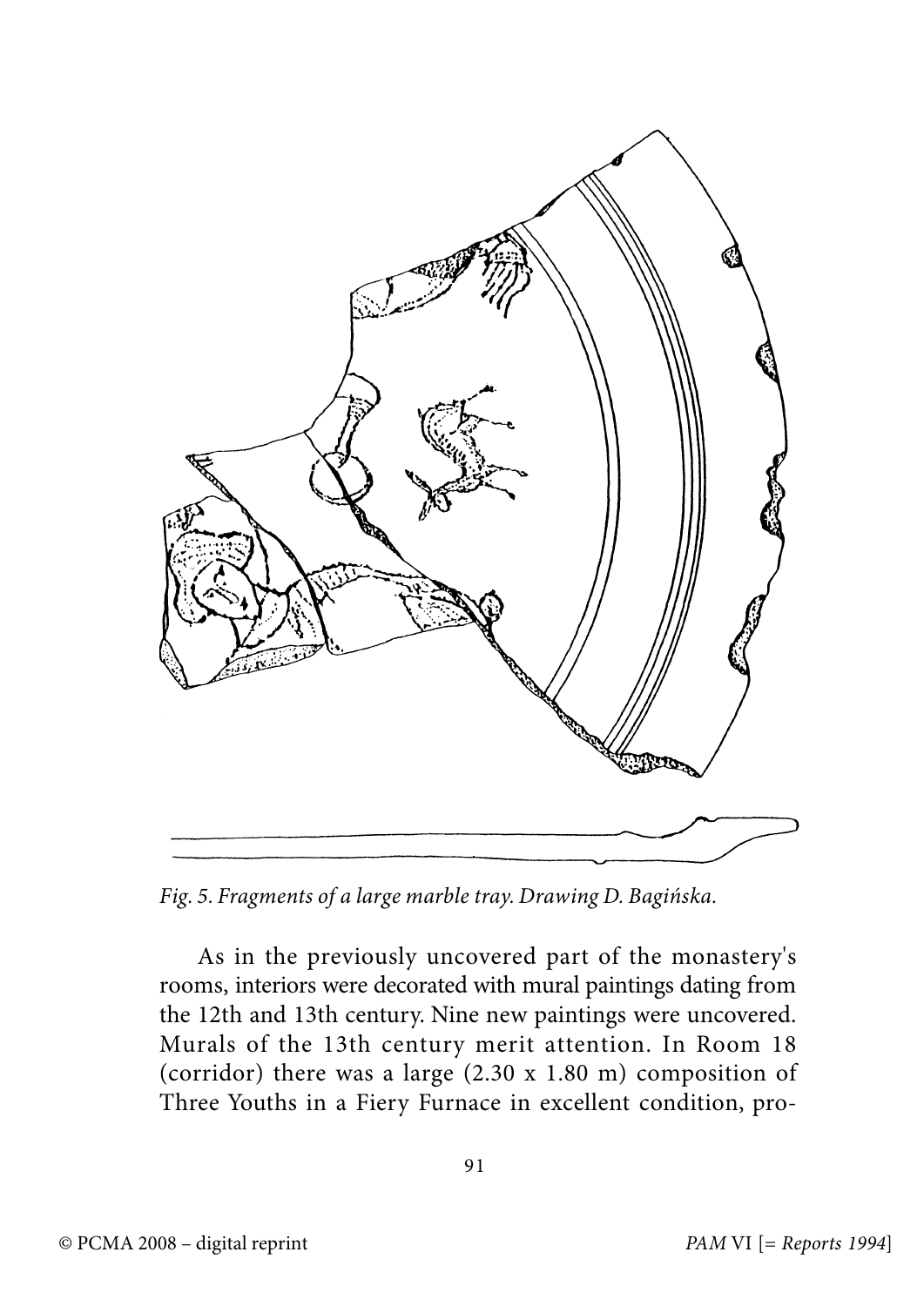*Fig. 5. Fragments of a large marble tray. Drawing D. Bagińska.*

As in the previously uncovered part of the monastery's rooms, interiors were decorated with mural paintings dating from the 12th and 13th century. Nine new paintings were uncovered. Murals of the 13th century merit attention. In Room 18 (corridor) there was a large (2.30 x 1.80 m) composition of Three Youths in a Fiery Furnace in excellent condition, pro-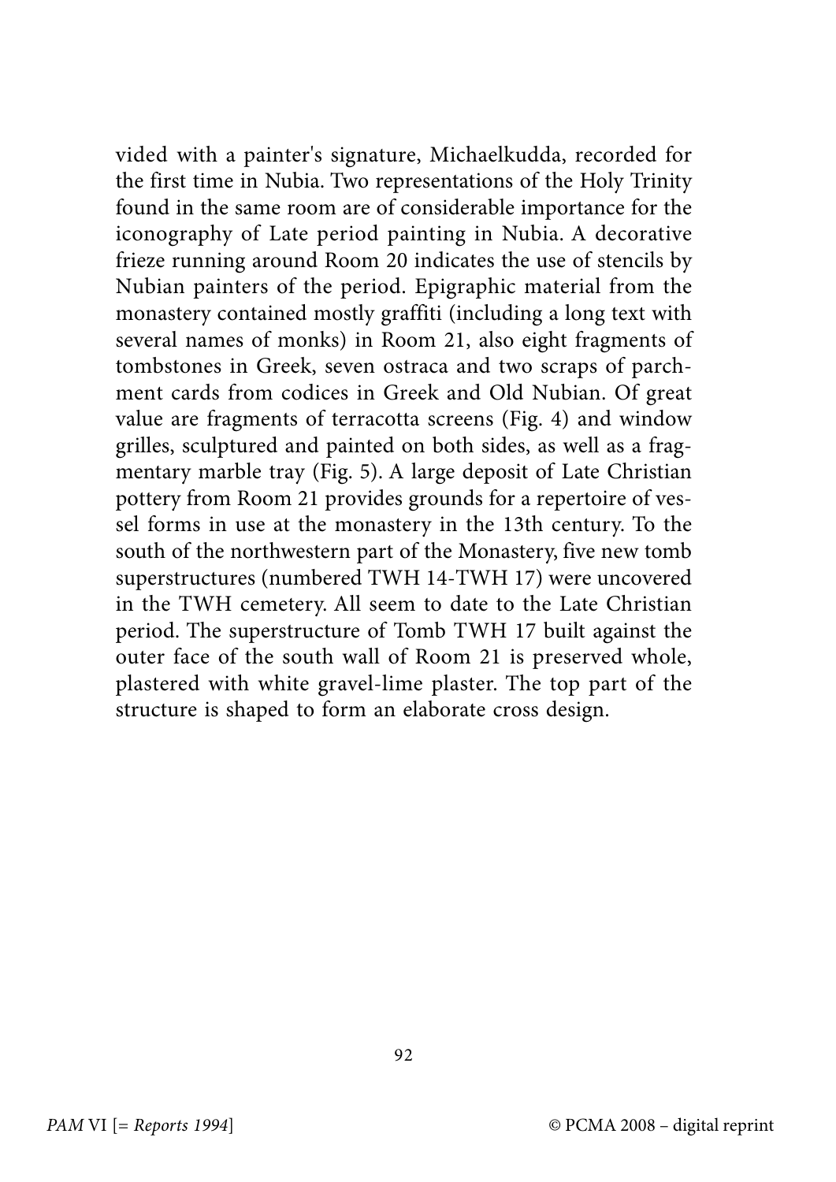vided with a painter's signature, Michaelkudda, recorded for the first time in Nubia. Two representations of the Holy Trinity found in the same room are of considerable importance for the iconography of Late period painting in Nubia. A decorative frieze running around Room 20 indicates the use of stencils by Nubian painters of the period. Epigraphic material from the monastery contained mostly graffiti (including a long text with several names of monks) in Room 21, also eight fragments of tombstones in Greek, seven ostraca and two scraps of parchment cards from codices in Greek and Old Nubian. Of great value are fragments of terracotta screens (Fig. 4) and window grilles, sculptured and painted on both sides, as well as a fragmentary marble tray (Fig. 5). A large deposit of Late Christian pottery from Room 21 provides grounds for a repertoire of vessel forms in use at the monastery in the 13th century. To the south of the northwestern part of the Monastery, five new tomb superstructures (numbered TWH 14-TWH 17) were uncovered in the TWH cemetery. All seem to date to the Late Christian period. The superstructure of Tomb TWH 17 built against the outer face of the south wall of Room 21 is preserved whole, plastered with white gravel-lime plaster. The top part of the structure is shaped to form an elaborate cross design.